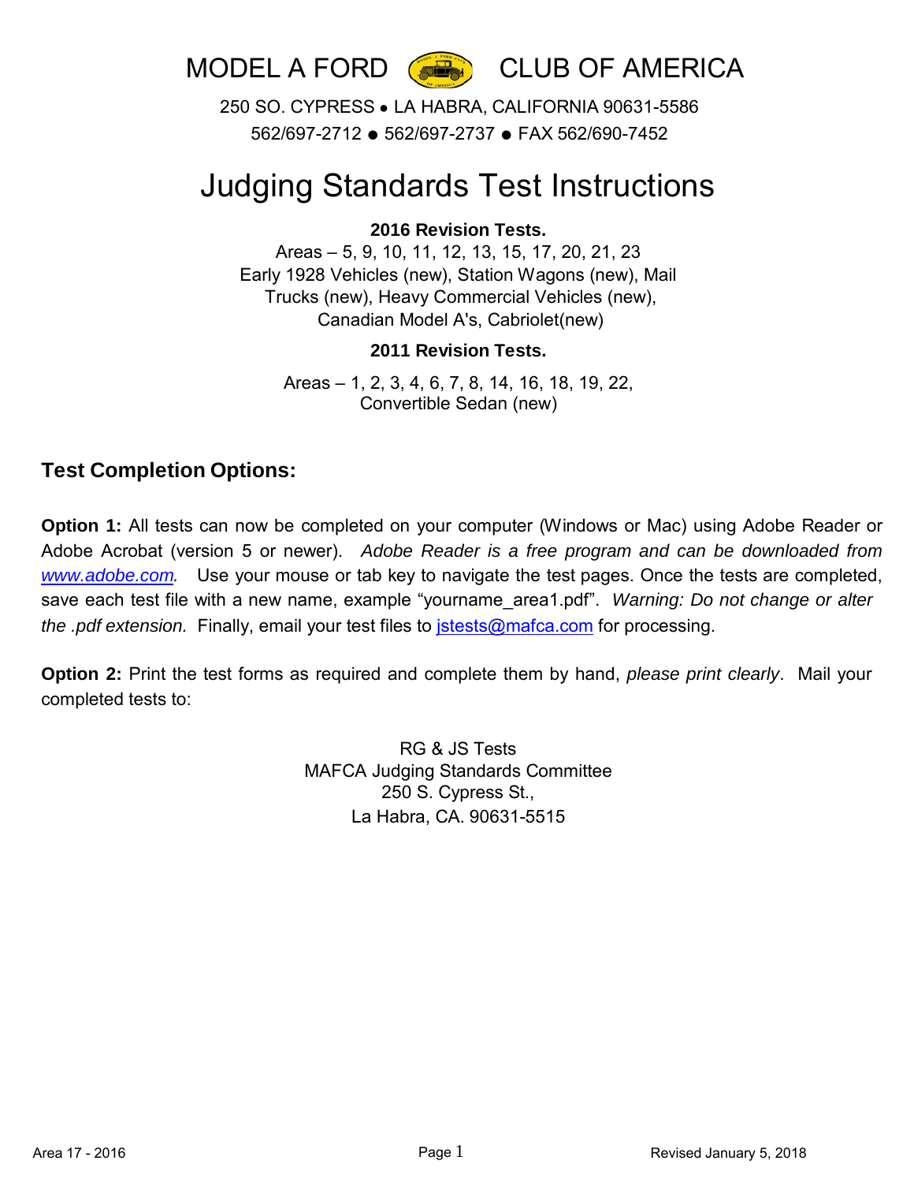# MODEL A FORD CLUB OF AMERICA

250 SO. CYPRESS • LA HABRA, CALIFORNIA 90631-5586
562/697-2712 ● 562/697-2737 ● FAX 562/690-7452

# Judging Standards Test Instructions

**2016 Revision Tests.**

Areas – 5, 9, 10, 11, 12, 13, 15, 17, 20, 21, 23
Early 1928 Vehicles (new), Station Wagons (new), Mail Trucks (new), Heavy Commercial Vehicles (new), Canadian Model A's, Cabriolet(new)

**2011 Revision Tests.**

Areas – 1, 2, 3, 4, 6, 7, 8, 14, 16, 18, 19, 22,
Convertible Sedan (new)

## Test Completion Options:

**Option 1:** All tests can now be completed on your computer (Windows or Mac) using Adobe Reader or Adobe Acrobat (version 5 or newer). *Adobe Reader is a free program and can be downloaded from www.adobe.com.* Use your mouse or tab key to navigate the test pages. Once the tests are completed, save each test file with a new name, example "yourname_area1.pdf". *Warning: Do not change or alter the .pdf extension.* Finally, email your test files to jstests@mafca.com for processing.

**Option 2:** Print the test forms as required and complete them by hand, *please print clearly*. Mail your completed tests to:

RG & JS Tests
MAFCA Judging Standards Committee
250 S. Cypress St.,
La Habra, CA. 90631-5515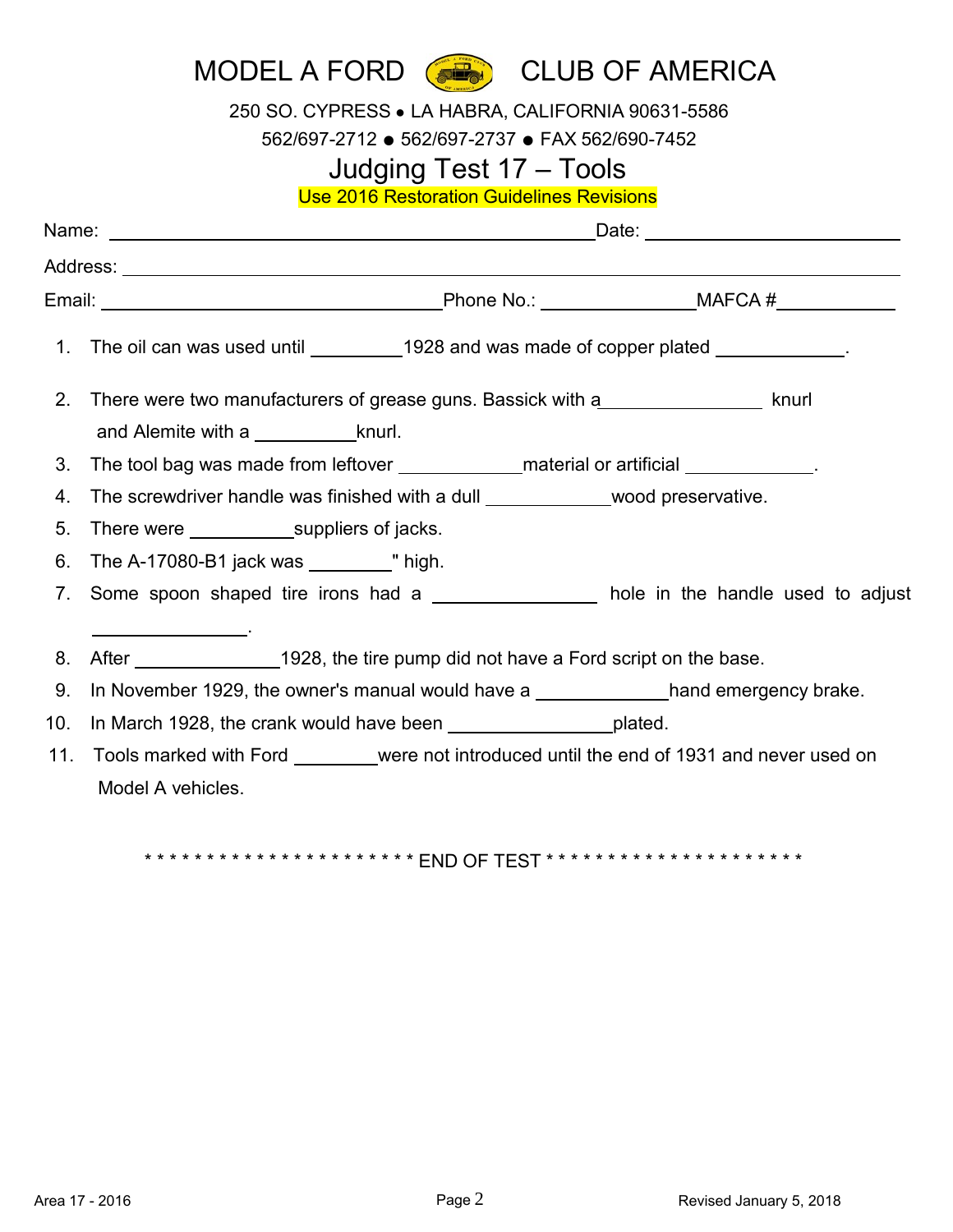# MODEL A FORD CLUB OF AMERICA

250 SO. CYPRESS • LA HABRA, CALIFORNIA 90631-5586

562/697-2712 ● 562/697-2737 ● FAX 562/690-7452

## Judging Test 17 – Tools

Use 2016 Restoration Guidelines Revisions

Name: ______________________________ Date: ______________

Address: ______________________________________________

Email: ____________________ Phone No.: __________ MAFCA #________

1. The oil can was used until _________1928 and was made of copper plated ____________.
2. There were two manufacturers of grease guns. Bassick with a_______________ knurl and Alemite with a __________knurl.
3. The tool bag was made from leftover ____________material or artificial ____________.
4. The screwdriver handle was finished with a dull ____________wood preservative.
5. There were __________suppliers of jacks.
6. The A-17080-B1 jack was ________" high.
7. Some spoon shaped tire irons had a _______________ hole in the handle used to adjust _______________.
8. After ______________1928, the tire pump did not have a Ford script on the base.
9. In November 1929, the owner's manual would have a _____________hand emergency brake.
10. In March 1928, the crank would have been _______________plated.
11. Tools marked with Ford ________were not introduced until the end of 1931 and never used on Model A vehicles.

* * * * * * * * * * * * * * * * * * * * * * END OF TEST * * * * * * * * * * * * * * * * * * * * * *

Area 17 - 2016

Revised January 5, 2018